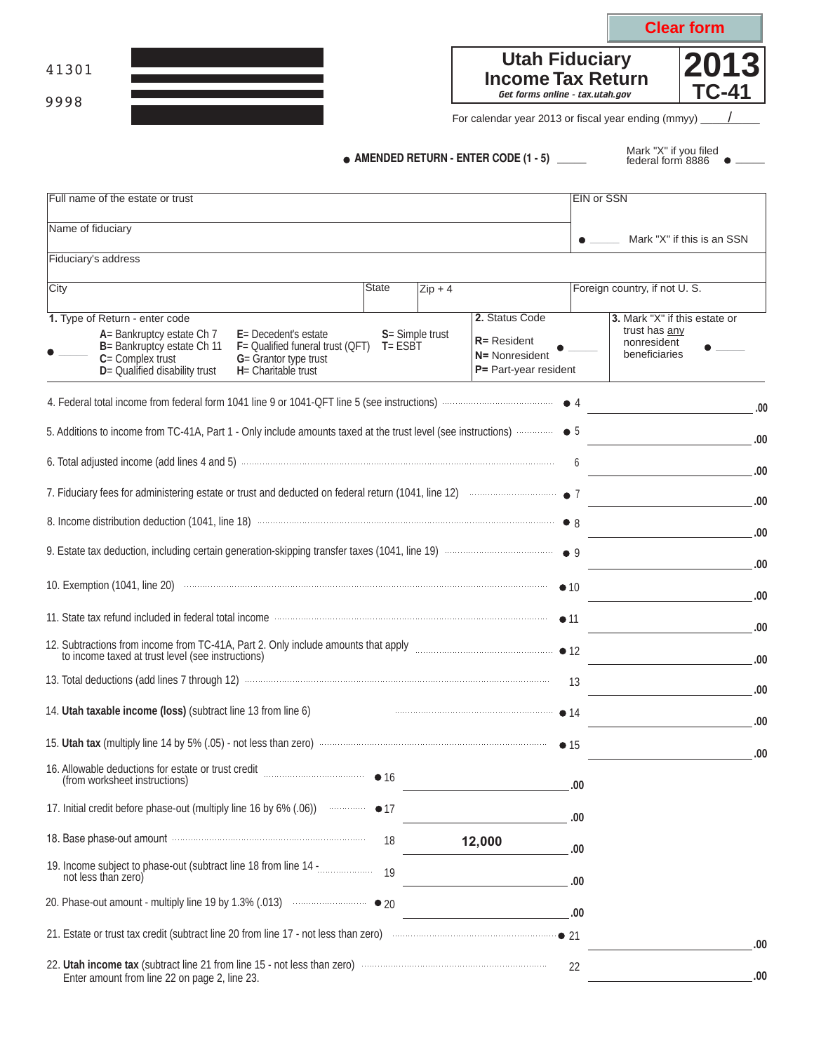Clear form

41301

9998

# Utah Fiduciary Income Tax Return

*Get forms online - tax.utah.gov*

**2013**
**TC-41**

For calendar year 2013 or fiscal year ending (mmyy) ____/____

● **AMENDED RETURN - ENTER CODE (1 - 5)** _____

Mark "X" if you filed federal form 8886 ● _____

| Full name of the estate or trust | | | EIN or SSN |
|---|---|---|---|
| Name of fiduciary | | | ● _____ Mark "X" if this is an SSN |
| Fiduciary's address | | | |
| City | State | Zip + 4 | Foreign country, if not U. S. |

**1.** Type of Return - enter code ● _____

- **A**= Bankruptcy estate Ch 7
- **B**= Bankruptcy estate Ch 11
- **C**= Complex trust
- **D**= Qualified disability trust
- **E**= Decedent's estate
- **F**= Qualified funeral trust (QFT)
- **G**= Grantor type trust
- **H**= Charitable trust
- **S**= Simple trust
- **T**= ESBT

**2.** Status Code ● _____

- **R=** Resident
- **N=** Nonresident
- **P=** Part-year resident

**3.** Mark "X" if this estate or trust has any nonresident beneficiaries ● _____

| Line | Description | | Amount |
|---|---|---|---|
| 4 | Federal total income from federal form 1041 line 9 or 1041-QFT line 5 (see instructions) | ● 4 | .00 |
| 5 | Additions to income from TC-41A, Part 1 - Only include amounts taxed at the trust level (see instructions) | ● 5 | .00 |
| 6 | Total adjusted income (add lines 4 and 5) | 6 | .00 |
| 7 | Fiduciary fees for administering estate or trust and deducted on federal return (1041, line 12) | ● 7 | .00 |
| 8 | Income distribution deduction (1041, line 18) | ● 8 | .00 |
| 9 | Estate tax deduction, including certain generation-skipping transfer taxes (1041, line 19) | ● 9 | .00 |
| 10 | Exemption (1041, line 20) | ● 10 | .00 |
| 11 | State tax refund included in federal total income | ● 11 | .00 |
| 12 | Subtractions from income from TC-41A, Part 2. Only include amounts that apply to income taxed at trust level (see instructions) | ● 12 | .00 |
| 13 | Total deductions (add lines 7 through 12) | 13 | .00 |
| 14 | **Utah taxable income (loss)** (subtract line 13 from line 6) | ● 14 | .00 |
| 15 | **Utah tax** (multiply line 14 by 5% (.05) - not less than zero) | ● 15 | .00 |

| Line | Description | | Amount |
|---|---|---|---|
| 16 | Allowable deductions for estate or trust credit (from worksheet instructions) | ● 16 | .00 |
| 17 | Initial credit before phase-out (multiply line 16 by 6% (.06)) | ● 17 | .00 |
| 18 | Base phase-out amount | 18 | 12,000 .00 |
| 19 | Income subject to phase-out (subtract line 18 from line 14 - not less than zero) | 19 | .00 |
| 20 | Phase-out amount - multiply line 19 by 1.3% (.013) | ● 20 | .00 |

| Line | Description | | Amount |
|---|---|---|---|
| 21 | Estate or trust tax credit (subtract line 20 from line 17 - not less than zero) | ● 21 | .00 |
| 22 | **Utah income tax** (subtract line 21 from line 15 - not less than zero) Enter amount from line 22 on page 2, line 23. | 22 | .00 |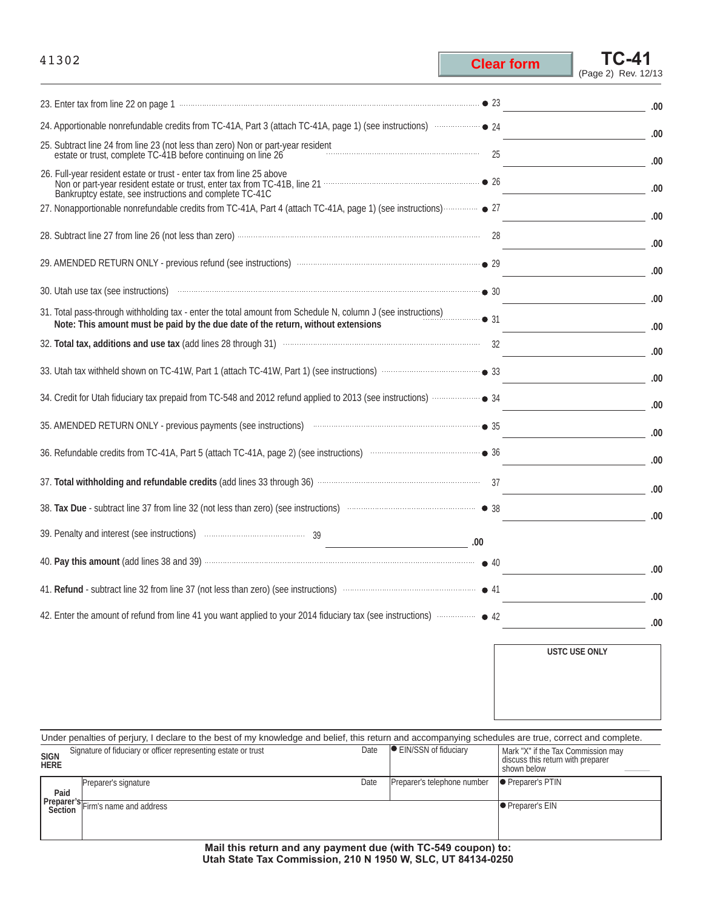41302

**TC-41**
(Page 2) Rev. 12/13

| | | |
|---|---|---|
| 23. Enter tax from line 22 on page 1 | ● 23 | .00 |
| 24. Apportionable nonrefundable credits from TC-41A, Part 3 (attach TC-41A, page 1) (see instructions) | ● 24 | .00 |
| 25. Subtract line 24 from line 23 (not less than zero) Non or part-year resident estate or trust, complete TC-41B before continuing on line 26 | 25 | .00 |
| 26. Full-year resident estate or trust - enter tax from line 25 above<br>Non or part-year resident estate or trust, enter tax from TC-41B, line 21<br>Bankruptcy estate, see instructions and complete TC-41C | ● 26 | .00 |
| 27. Nonapportionable nonrefundable credits from TC-41A, Part 4 (attach TC-41A, page 1) (see instructions) | ● 27 | .00 |
| 28. Subtract line 27 from line 26 (not less than zero) | 28 | .00 |
| 29. AMENDED RETURN ONLY - previous refund (see instructions) | ● 29 | .00 |
| 30. Utah use tax (see instructions) | ● 30 | .00 |
| 31. Total pass-through withholding tax - enter the total amount from Schedule N, column J (see instructions)<br>**Note: This amount must be paid by the due date of the return, without extensions** | ● 31 | .00 |
| 32. **Total tax, additions and use tax** (add lines 28 through 31) | 32 | .00 |
| 33. Utah tax withheld shown on TC-41W, Part 1 (attach TC-41W, Part 1) (see instructions) | ● 33 | .00 |
| 34. Credit for Utah fiduciary tax prepaid from TC-548 and 2012 refund applied to 2013 (see instructions) | ● 34 | .00 |
| 35. AMENDED RETURN ONLY - previous payments (see instructions) | ● 35 | .00 |
| 36. Refundable credits from TC-41A, Part 5 (attach TC-41A, page 2) (see instructions) | ● 36 | .00 |
| 37. **Total withholding and refundable credits** (add lines 33 through 36) | 37 | .00 |
| 38. **Tax Due** - subtract line 37 from line 32 (not less than zero) (see instructions) | ● 38 | .00 |
| 39. Penalty and interest (see instructions) — 39 ______ .00 | | |
| 40. **Pay this amount** (add lines 38 and 39) | ● 40 | .00 |
| 41. **Refund** - subtract line 32 from line 37 (not less than zero) (see instructions) | ● 41 | .00 |
| 42. Enter the amount of refund from line 41 you want applied to your 2014 fiduciary tax (see instructions) | ● 42 | .00 |

**USTC USE ONLY**

Under penalties of perjury, I declare to the best of my knowledge and belief, this return and accompanying schedules are true, correct and complete.

| | | | | |
|---|---|---|---|---|
| **SIGN HERE** | Signature of fiduciary or officer representing estate or trust | Date | ● EIN/SSN of fiduciary | Mark "X" if the Tax Commission may discuss this return with preparer shown below |
| **Paid Preparer's Section** | Preparer's signature | Date | Preparer's telephone number | ● Preparer's PTIN |
| | Firm's name and address | | | ● Preparer's EIN |

**Mail this return and any payment due (with TC-549 coupon) to:**
**Utah State Tax Commission, 210 N 1950 W, SLC, UT 84134-0250**